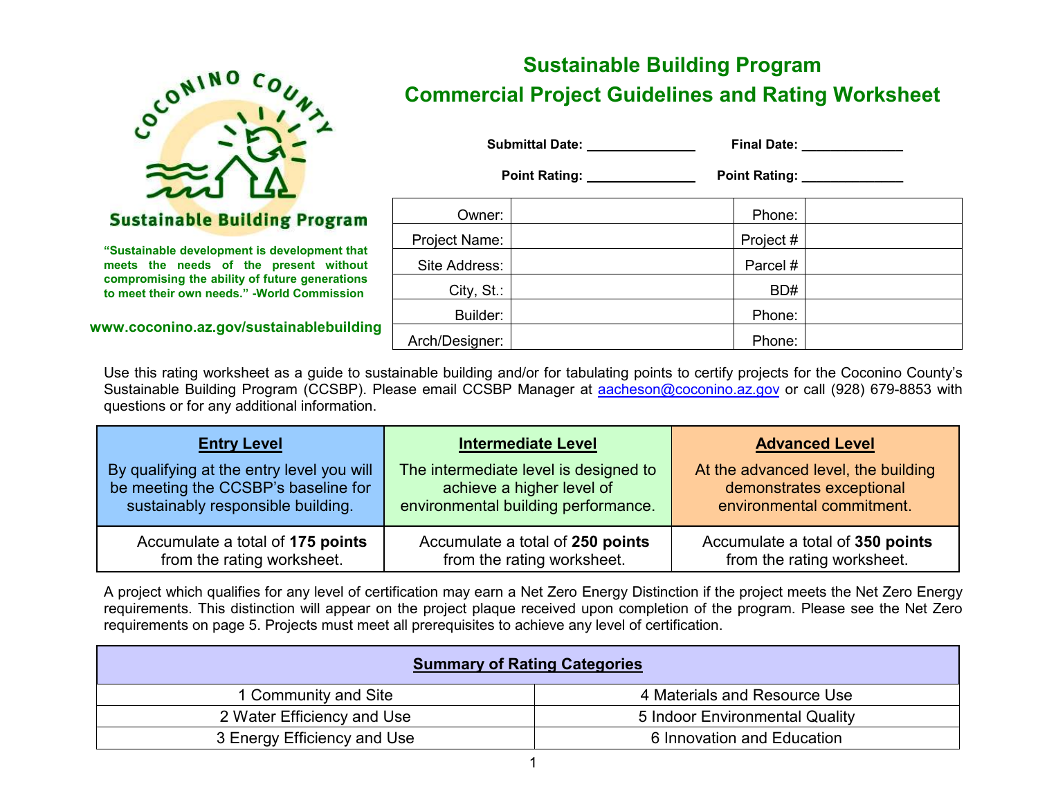# Sustainable Building Program

## Commercial Project Guidelines and Rating Worksheet

COCONINO COUNTY

**Sustainable Building Program**

**"Sustainable development is development that meets the needs of the present without compromising the ability of future generations to meet their own needs." -World Commission**

**www.coconino.az.gov/sustainablebuilding**

**Submittal Date:** ______________ **Final Date:** ______________

**Point Rating:** ______________ **Point Rating:** ______________

| | | | |
|---|---|---|---|
| Owner: | | Phone: | |
| Project Name: | | Project # | |
| Site Address: | | Parcel # | |
| City, St.: | | BD# | |
| Builder: | | Phone: | |
| Arch/Designer: | | Phone: | |

Use this rating worksheet as a guide to sustainable building and/or for tabulating points to certify projects for the Coconino County's Sustainable Building Program (CCSBP). Please email CCSBP Manager at aacheson@coconino.az.gov or call (928) 679-8853 with questions or for any additional information.

| **Entry Level** | **Intermediate Level** | **Advanced Level** |
|---|---|---|
| By qualifying at the entry level you will be meeting the CCSBP's baseline for sustainably responsible building. | The intermediate level is designed to achieve a higher level of environmental building performance. | At the advanced level, the building demonstrates exceptional environmental commitment. |
| Accumulate a total of **175 points** from the rating worksheet. | Accumulate a total of **250 points** from the rating worksheet. | Accumulate a total of **350 points** from the rating worksheet. |

A project which qualifies for any level of certification may earn a Net Zero Energy Distinction if the project meets the Net Zero Energy requirements. This distinction will appear on the project plaque received upon completion of the program. Please see the Net Zero requirements on page 5. Projects must meet all prerequisites to achieve any level of certification.

| **Summary of Rating Categories** | |
|---|---|
| 1 Community and Site | 4 Materials and Resource Use |
| 2 Water Efficiency and Use | 5 Indoor Environmental Quality |
| 3 Energy Efficiency and Use | 6 Innovation and Education |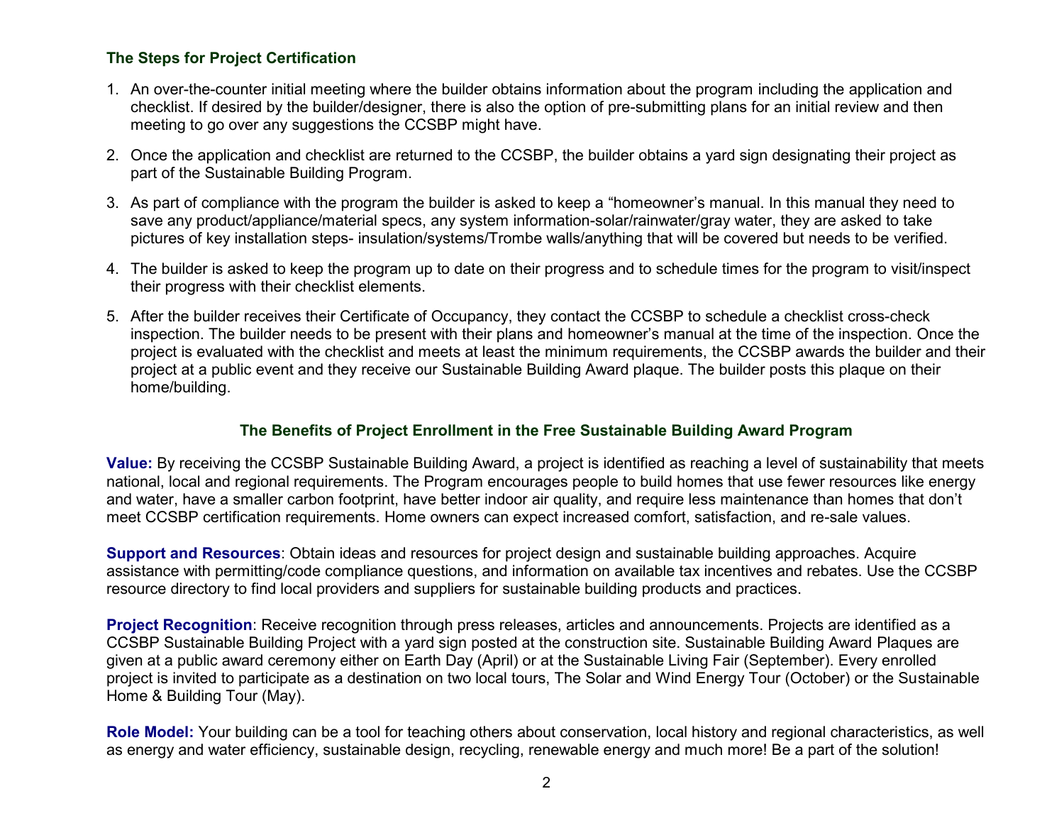### The Steps for Project Certification

1. An over-the-counter initial meeting where the builder obtains information about the program including the application and checklist. If desired by the builder/designer, there is also the option of pre-submitting plans for an initial review and then meeting to go over any suggestions the CCSBP might have.

2. Once the application and checklist are returned to the CCSBP, the builder obtains a yard sign designating their project as part of the Sustainable Building Program.

3. As part of compliance with the program the builder is asked to keep a "homeowner's manual. In this manual they need to save any product/appliance/material specs, any system information-solar/rainwater/gray water, they are asked to take pictures of key installation steps- insulation/systems/Trombe walls/anything that will be covered but needs to be verified.

4. The builder is asked to keep the program up to date on their progress and to schedule times for the program to visit/inspect their progress with their checklist elements.

5. After the builder receives their Certificate of Occupancy, they contact the CCSBP to schedule a checklist cross-check inspection. The builder needs to be present with their plans and homeowner's manual at the time of the inspection. Once the project is evaluated with the checklist and meets at least the minimum requirements, the CCSBP awards the builder and their project at a public event and they receive our Sustainable Building Award plaque. The builder posts this plaque on their home/building.

### The Benefits of Project Enrollment in the Free Sustainable Building Award Program

**Value:** By receiving the CCSBP Sustainable Building Award, a project is identified as reaching a level of sustainability that meets national, local and regional requirements. The Program encourages people to build homes that use fewer resources like energy and water, have a smaller carbon footprint, have better indoor air quality, and require less maintenance than homes that don't meet CCSBP certification requirements. Home owners can expect increased comfort, satisfaction, and re-sale values.

**Support and Resources**: Obtain ideas and resources for project design and sustainable building approaches. Acquire assistance with permitting/code compliance questions, and information on available tax incentives and rebates. Use the CCSBP resource directory to find local providers and suppliers for sustainable building products and practices.

**Project Recognition**: Receive recognition through press releases, articles and announcements. Projects are identified as a CCSBP Sustainable Building Project with a yard sign posted at the construction site. Sustainable Building Award Plaques are given at a public award ceremony either on Earth Day (April) or at the Sustainable Living Fair (September). Every enrolled project is invited to participate as a destination on two local tours, The Solar and Wind Energy Tour (October) or the Sustainable Home & Building Tour (May).

**Role Model:** Your building can be a tool for teaching others about conservation, local history and regional characteristics, as well as energy and water efficiency, sustainable design, recycling, renewable energy and much more! Be a part of the solution!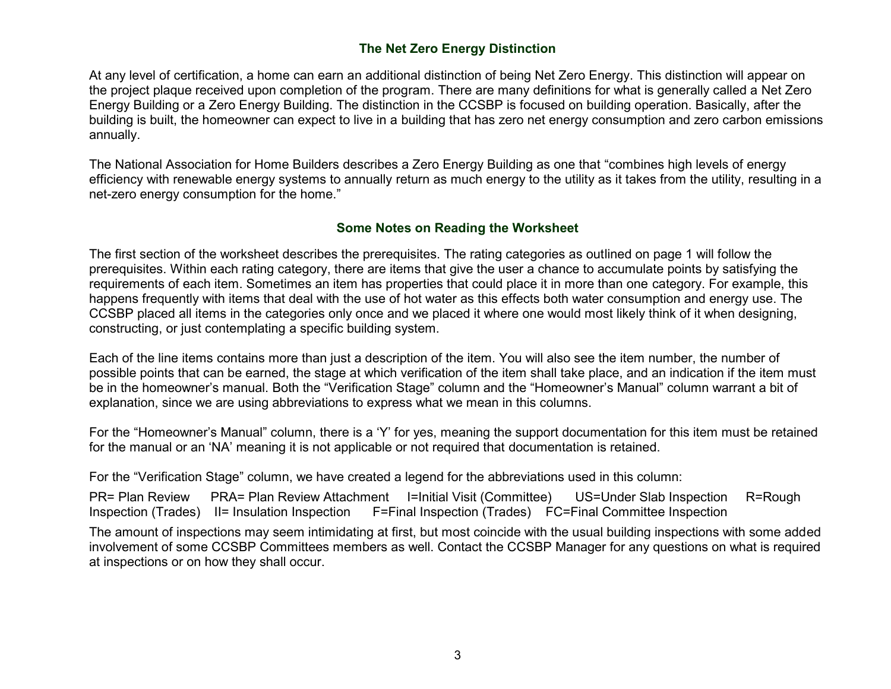## The Net Zero Energy Distinction

At any level of certification, a home can earn an additional distinction of being Net Zero Energy. This distinction will appear on the project plaque received upon completion of the program. There are many definitions for what is generally called a Net Zero Energy Building or a Zero Energy Building. The distinction in the CCSBP is focused on building operation. Basically, after the building is built, the homeowner can expect to live in a building that has zero net energy consumption and zero carbon emissions annually.

The National Association for Home Builders describes a Zero Energy Building as one that "combines high levels of energy efficiency with renewable energy systems to annually return as much energy to the utility as it takes from the utility, resulting in a net-zero energy consumption for the home."

## Some Notes on Reading the Worksheet

The first section of the worksheet describes the prerequisites. The rating categories as outlined on page 1 will follow the prerequisites. Within each rating category, there are items that give the user a chance to accumulate points by satisfying the requirements of each item. Sometimes an item has properties that could place it in more than one category. For example, this happens frequently with items that deal with the use of hot water as this effects both water consumption and energy use. The CCSBP placed all items in the categories only once and we placed it where one would most likely think of it when designing, constructing, or just contemplating a specific building system.

Each of the line items contains more than just a description of the item. You will also see the item number, the number of possible points that can be earned, the stage at which verification of the item shall take place, and an indication if the item must be in the homeowner's manual. Both the "Verification Stage" column and the "Homeowner's Manual" column warrant a bit of explanation, since we are using abbreviations to express what we mean in this columns.

For the "Homeowner's Manual" column, there is a 'Y' for yes, meaning the support documentation for this item must be retained for the manual or an 'NA' meaning it is not applicable or not required that documentation is retained.

For the "Verification Stage" column, we have created a legend for the abbreviations used in this column:

PR= Plan Review PRA= Plan Review Attachment I=Initial Visit (Committee) US=Under Slab Inspection R=Rough Inspection (Trades) II= Insulation Inspection F=Final Inspection (Trades) FC=Final Committee Inspection

The amount of inspections may seem intimidating at first, but most coincide with the usual building inspections with some added involvement of some CCSBP Committees members as well. Contact the CCSBP Manager for any questions on what is required at inspections or on how they shall occur.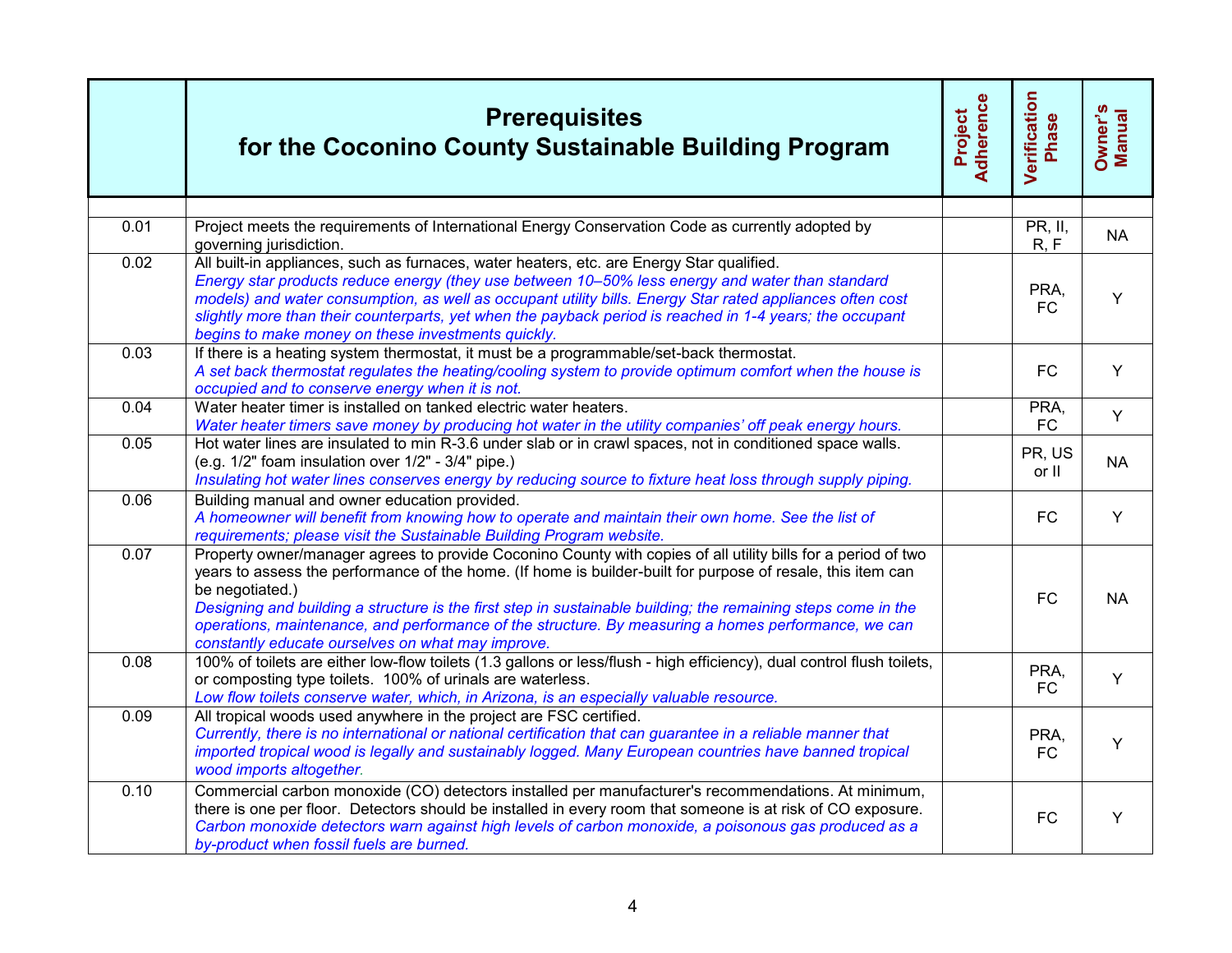| | **Prerequisites for the Coconino County Sustainable Building Program** | **Project Adherence** | **Verification Phase** | **Owner's Manual** |
|---|---|---|---|---|
| | | | | |
| 0.01 | Project meets the requirements of International Energy Conservation Code as currently adopted by governing jurisdiction. | | PR, II, R, F | NA |
| 0.02 | All built-in appliances, such as furnaces, water heaters, etc. are Energy Star qualified.<br>*Energy star products reduce energy (they use between 10–50% less energy and water than standard models) and water consumption, as well as occupant utility bills. Energy Star rated appliances often cost slightly more than their counterparts, yet when the payback period is reached in 1-4 years; the occupant begins to make money on these investments quickly.* | | PRA, FC | Y |
| 0.03 | If there is a heating system thermostat, it must be a programmable/set-back thermostat.<br>*A set back thermostat regulates the heating/cooling system to provide optimum comfort when the house is occupied and to conserve energy when it is not.* | | FC | Y |
| 0.04 | Water heater timer is installed on tanked electric water heaters.<br>*Water heater timers save money by producing hot water in the utility companies' off peak energy hours.* | | PRA, FC | Y |
| 0.05 | Hot water lines are insulated to min R-3.6 under slab or in crawl spaces, not in conditioned space walls. (e.g. 1/2" foam insulation over 1/2" - 3/4" pipe.)<br>*Insulating hot water lines conserves energy by reducing source to fixture heat loss through supply piping.* | | PR, US or II | NA |
| 0.06 | Building manual and owner education provided.<br>*A homeowner will benefit from knowing how to operate and maintain their own home. See the list of requirements; please visit the Sustainable Building Program website.* | | FC | Y |
| 0.07 | Property owner/manager agrees to provide Coconino County with copies of all utility bills for a period of two years to assess the performance of the home. (If home is builder-built for purpose of resale, this item can be negotiated.)<br>*Designing and building a structure is the first step in sustainable building; the remaining steps come in the operations, maintenance, and performance of the structure. By measuring a homes performance, we can constantly educate ourselves on what may improve.* | | FC | NA |
| 0.08 | 100% of toilets are either low-flow toilets (1.3 gallons or less/flush - high efficiency), dual control flush toilets, or composting type toilets. 100% of urinals are waterless.<br>*Low flow toilets conserve water, which, in Arizona, is an especially valuable resource.* | | PRA, FC | Y |
| 0.09 | All tropical woods used anywhere in the project are FSC certified.<br>*Currently, there is no international or national certification that can guarantee in a reliable manner that imported tropical wood is legally and sustainably logged. Many European countries have banned tropical wood imports altogether.* | | PRA, FC | Y |
| 0.10 | Commercial carbon monoxide (CO) detectors installed per manufacturer's recommendations. At minimum, there is one per floor. Detectors should be installed in every room that someone is at risk of CO exposure.<br>*Carbon monoxide detectors warn against high levels of carbon monoxide, a poisonous gas produced as a by-product when fossil fuels are burned.* | | FC | Y |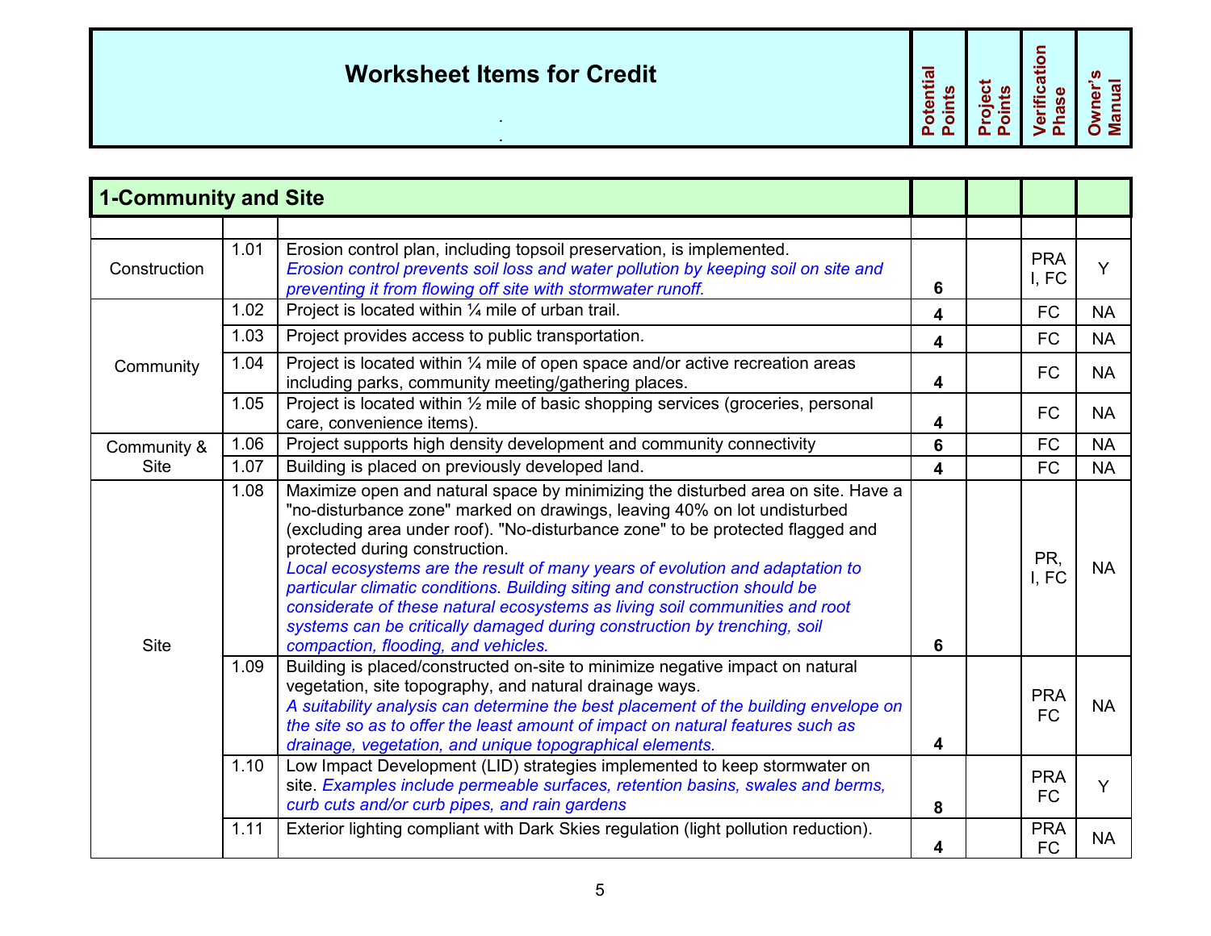# Worksheet Items for Credit

| | | | Potential Points | Project Points | Verification Phase | Owner's Manual |
|---|---|---|---|---|---|---|
| **1-Community and Site** | | | | | | |
| Construction | 1.01 | Erosion control plan, including topsoil preservation, is implemented. *Erosion control prevents soil loss and water pollution by keeping soil on site and preventing it from flowing off site with stormwater runoff.* | 6 | | PRA I, FC | Y |
| Community | 1.02 | Project is located within ¼ mile of urban trail. | 4 | | FC | NA |
| | 1.03 | Project provides access to public transportation. | 4 | | FC | NA |
| | 1.04 | Project is located within ¼ mile of open space and/or active recreation areas including parks, community meeting/gathering places. | 4 | | FC | NA |
| | 1.05 | Project is located within ½ mile of basic shopping services (groceries, personal care, convenience items). | 4 | | FC | NA |
| Community & Site | 1.06 | Project supports high density development and community connectivity | 6 | | FC | NA |
| | 1.07 | Building is placed on previously developed land. | 4 | | FC | NA |
| Site | 1.08 | Maximize open and natural space by minimizing the disturbed area on site. Have a "no-disturbance zone" marked on drawings, leaving 40% on lot undisturbed (excluding area under roof). "No-disturbance zone" to be protected flagged and protected during construction. *Local ecosystems are the result of many years of evolution and adaptation to particular climatic conditions. Building siting and construction should be considerate of these natural ecosystems as living soil communities and root systems can be critically damaged during construction by trenching, soil compaction, flooding, and vehicles.* | 6 | | PR, I, FC | NA |
| | 1.09 | Building is placed/constructed on-site to minimize negative impact on natural vegetation, site topography, and natural drainage ways. *A suitability analysis can determine the best placement of the building envelope on the site so as to offer the least amount of impact on natural features such as drainage, vegetation, and unique topographical elements.* | 4 | | PRA FC | NA |
| | 1.10 | Low Impact Development (LID) strategies implemented to keep stormwater on site. *Examples include permeable surfaces, retention basins, swales and berms, curb cuts and/or curb pipes, and rain gardens* | 8 | | PRA FC | Y |
| | 1.11 | Exterior lighting compliant with Dark Skies regulation (light pollution reduction). | 4 | | PRA FC | NA |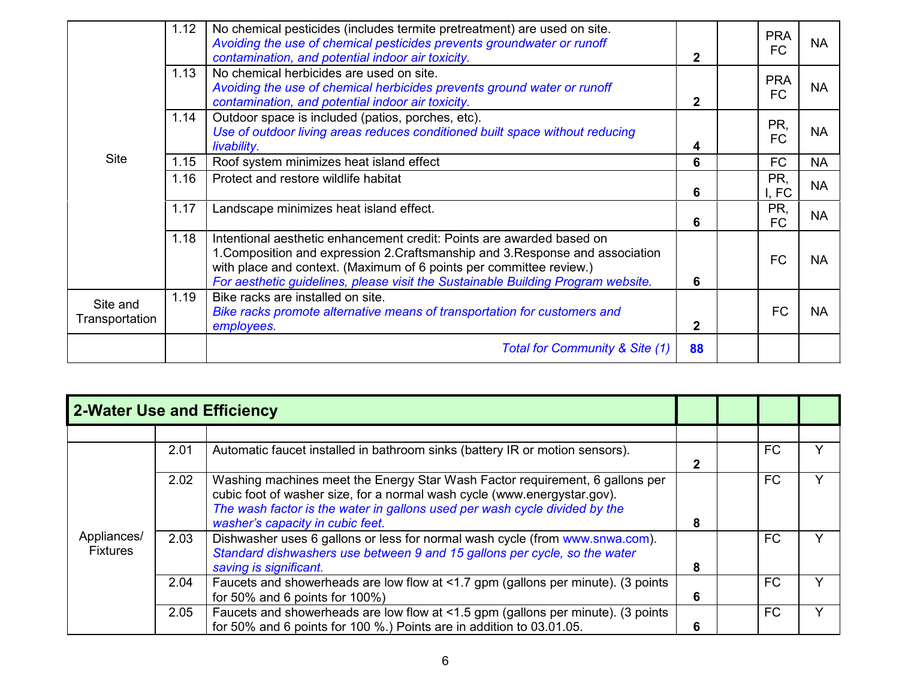| | | | | | | |
|---|---|---|---|---|---|---|
| Site | 1.12 | No chemical pesticides (includes termite pretreatment) are used on site. *Avoiding the use of chemical pesticides prevents groundwater or runoff contamination, and potential indoor air toxicity.* | **2** | | PRA FC | NA |
| | 1.13 | No chemical herbicides are used on site. *Avoiding the use of chemical herbicides prevents ground water or runoff contamination, and potential indoor air toxicity.* | **2** | | PRA FC | NA |
| | 1.14 | Outdoor space is included (patios, porches, etc). *Use of outdoor living areas reduces conditioned built space without reducing livability.* | **4** | | PR, FC | NA |
| | 1.15 | Roof system minimizes heat island effect | **6** | | FC | NA |
| | 1.16 | Protect and restore wildlife habitat | **6** | | PR, I, FC | NA |
| | 1.17 | Landscape minimizes heat island effect. | **6** | | PR, FC | NA |
| | 1.18 | Intentional aesthetic enhancement credit: Points are awarded based on 1.Composition and expression 2.Craftsmanship and 3.Response and association with place and context. (Maximum of 6 points per committee review.) *For aesthetic guidelines, please visit the Sustainable Building Program website.* | **6** | | FC | NA |
| Site and Transportation | 1.19 | Bike racks are installed on site. *Bike racks promote alternative means of transportation for customers and employees.* | **2** | | FC | NA |
| | | *Total for Community & Site (1)* | **88** | | | |

| **2-Water Use and Efficiency** | | | | | | |
|---|---|---|---|---|---|---|
| | | | | | | |
| Appliances/ Fixtures | 2.01 | Automatic faucet installed in bathroom sinks (battery IR or motion sensors). | **2** | | FC | Y |
| | 2.02 | Washing machines meet the Energy Star Wash Factor requirement, 6 gallons per cubic foot of washer size, for a normal wash cycle (www.energystar.gov). *The wash factor is the water in gallons used per wash cycle divided by the washer's capacity in cubic feet.* | **8** | | FC | Y |
| | 2.03 | Dishwasher uses 6 gallons or less for normal wash cycle (from www.snwa.com). *Standard dishwashers use between 9 and 15 gallons per cycle, so the water saving is significant.* | **8** | | FC | Y |
| | 2.04 | Faucets and showerheads are low flow at <1.7 gpm (gallons per minute). (3 points for 50% and 6 points for 100%) | **6** | | FC | Y |
| | 2.05 | Faucets and showerheads are low flow at <1.5 gpm (gallons per minute). (3 points for 50% and 6 points for 100 %.) Points are in addition to 03.01.05. | **6** | | FC | Y |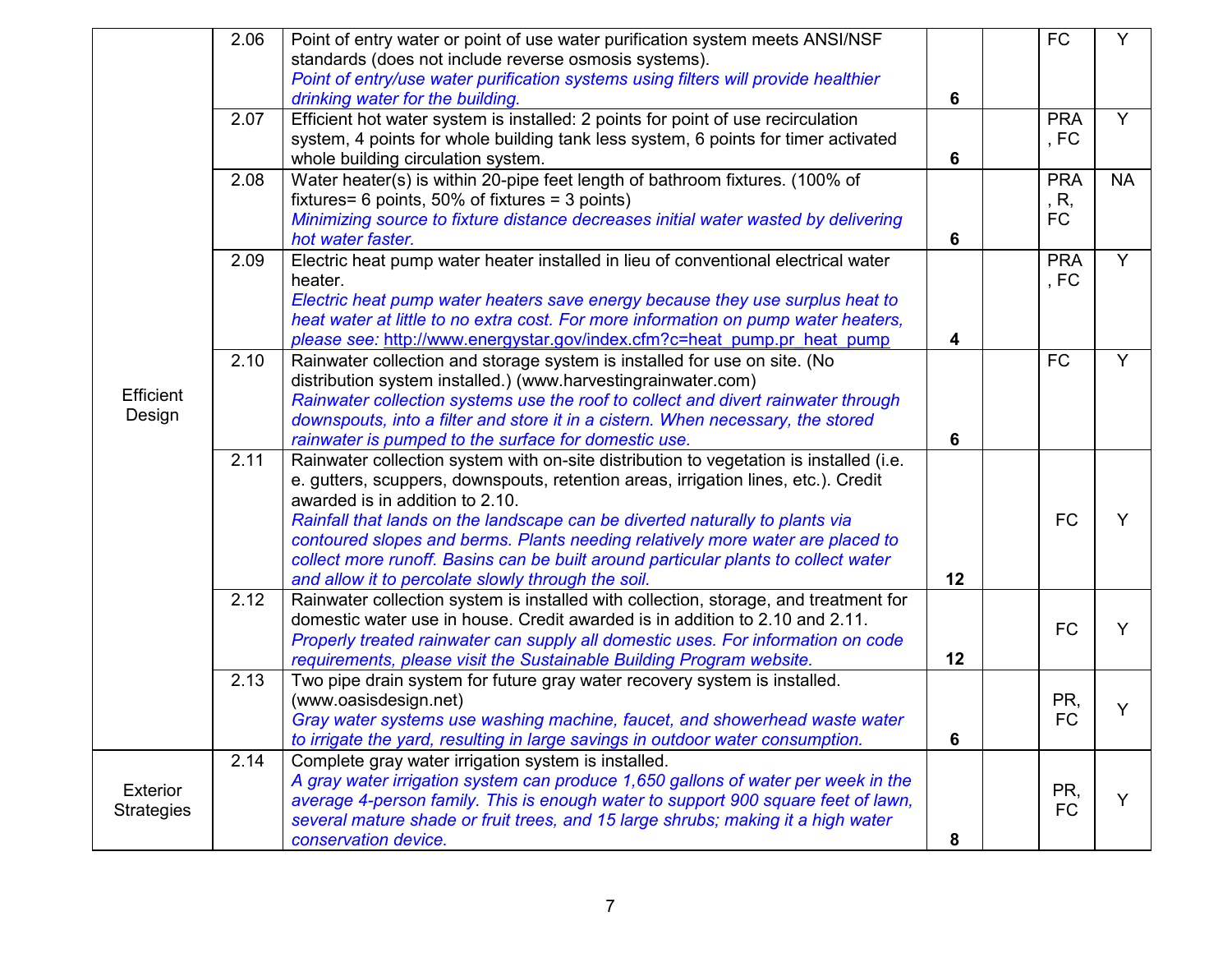| | | | | | | |
|---|---|---|---|---|---|---|
| Efficient Design | 2.06 | Point of entry water or point of use water purification system meets ANSI/NSF standards (does not include reverse osmosis systems). *Point of entry/use water purification systems using filters will provide healthier drinking water for the building.* | **6** | | FC | Y |
| | 2.07 | Efficient hot water system is installed: 2 points for point of use recirculation system, 4 points for whole building tank less system, 6 points for timer activated whole building circulation system. | **6** | | PRA, FC | Y |
| | 2.08 | Water heater(s) is within 20-pipe feet length of bathroom fixtures. (100% of fixtures= 6 points, 50% of fixtures = 3 points) *Minimizing source to fixture distance decreases initial water wasted by delivering hot water faster.* | **6** | | PRA, R, FC | NA |
| | 2.09 | Electric heat pump water heater installed in lieu of conventional electrical water heater. *Electric heat pump water heaters save energy because they use surplus heat to heat water at little to no extra cost. For more information on pump water heaters, please see:* http://www.energystar.gov/index.cfm?c=heat_pump.pr_heat_pump | **4** | | PRA, FC | Y |
| | 2.10 | Rainwater collection and storage system is installed for use on site. (No distribution system installed.) (www.harvestingrainwater.com) *Rainwater collection systems use the roof to collect and divert rainwater through downspouts, into a filter and store it in a cistern. When necessary, the stored rainwater is pumped to the surface for domestic use.* | **6** | | FC | Y |
| | 2.11 | Rainwater collection system with on-site distribution to vegetation is installed (i.e. e. gutters, scuppers, downspouts, retention areas, irrigation lines, etc.). Credit awarded is in addition to 2.10. *Rainfall that lands on the landscape can be diverted naturally to plants via contoured slopes and berms. Plants needing relatively more water are placed to collect more runoff. Basins can be built around particular plants to collect water and allow it to percolate slowly through the soil.* | **12** | | FC | Y |
| | 2.12 | Rainwater collection system is installed with collection, storage, and treatment for domestic water use in house. Credit awarded is in addition to 2.10 and 2.11. *Properly treated rainwater can supply all domestic uses. For information on code requirements, please visit the Sustainable Building Program website.* | **12** | | FC | Y |
| | 2.13 | Two pipe drain system for future gray water recovery system is installed. (www.oasisdesign.net) *Gray water systems use washing machine, faucet, and showerhead waste water to irrigate the yard, resulting in large savings in outdoor water consumption.* | **6** | | PR, FC | Y |
| Exterior Strategies | 2.14 | Complete gray water irrigation system is installed. *A gray water irrigation system can produce 1,650 gallons of water per week in the average 4-person family. This is enough water to support 900 square feet of lawn, several mature shade or fruit trees, and 15 large shrubs; making it a high water conservation device.* | **8** | | PR, FC | Y |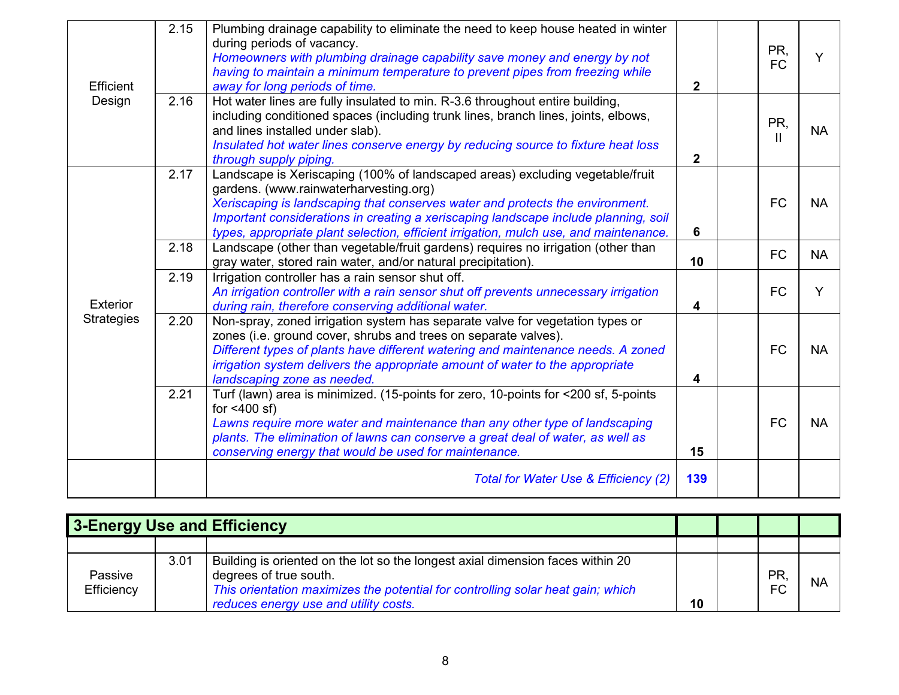| | | | | | | |
|---|---|---|---|---|---|---|
| Efficient Design | 2.15 | Plumbing drainage capability to eliminate the need to keep house heated in winter during periods of vacancy. *Homeowners with plumbing drainage capability save money and energy by not having to maintain a minimum temperature to prevent pipes from freezing while away for long periods of time.* | **2** | | PR, FC | Y |
| | 2.16 | Hot water lines are fully insulated to min. R-3.6 throughout entire building, including conditioned spaces (including trunk lines, branch lines, joints, elbows, and lines installed under slab). *Insulated hot water lines conserve energy by reducing source to fixture heat loss through supply piping.* | **2** | | PR, II | NA |
| Exterior Strategies | 2.17 | Landscape is Xeriscaping (100% of landscaped areas) excluding vegetable/fruit gardens. (www.rainwaterharvesting.org) *Xeriscaping is landscaping that conserves water and protects the environment. Important considerations in creating a xeriscaping landscape include planning, soil types, appropriate plant selection, efficient irrigation, mulch use, and maintenance.* | **6** | | FC | NA |
| | 2.18 | Landscape (other than vegetable/fruit gardens) requires no irrigation (other than gray water, stored rain water, and/or natural precipitation). | **10** | | FC | NA |
| | 2.19 | Irrigation controller has a rain sensor shut off. *An irrigation controller with a rain sensor shut off prevents unnecessary irrigation during rain, therefore conserving additional water.* | **4** | | FC | Y |
| | 2.20 | Non-spray, zoned irrigation system has separate valve for vegetation types or zones (i.e. ground cover, shrubs and trees on separate valves). *Different types of plants have different watering and maintenance needs. A zoned irrigation system delivers the appropriate amount of water to the appropriate landscaping zone as needed.* | **4** | | FC | NA |
| | 2.21 | Turf (lawn) area is minimized. (15-points for zero, 10-points for <200 sf, 5-points for <400 sf) *Lawns require more water and maintenance than any other type of landscaping plants. The elimination of lawns can conserve a great deal of water, as well as conserving energy that would be used for maintenance.* | **15** | | FC | NA |
| | | *Total for Water Use & Efficiency (2)* | **139** | | | |

| **3-Energy Use and Efficiency** | | | | | | |
|---|---|---|---|---|---|---|
| | | | | | | |
| Passive Efficiency | 3.01 | Building is oriented on the lot so the longest axial dimension faces within 20 degrees of true south. *This orientation maximizes the potential for controlling solar heat gain; which reduces energy use and utility costs.* | **10** | | PR, FC | NA |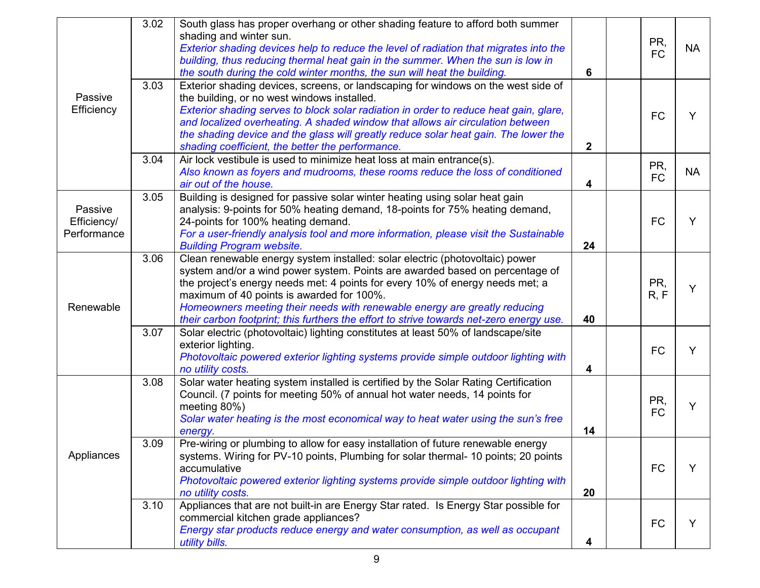| | | | | | | |
|---|---|---|---|---|---|---|
| Passive Efficiency | 3.02 | South glass has proper overhang or other shading feature to afford both summer shading and winter sun.<br>*Exterior shading devices help to reduce the level of radiation that migrates into the building, thus reducing thermal heat gain in the summer. When the sun is low in the south during the cold winter months, the sun will heat the building.* | **6** | | PR, FC | NA |
| | 3.03 | Exterior shading devices, screens, or landscaping for windows on the west side of the building, or no west windows installed.<br>*Exterior shading serves to block solar radiation in order to reduce heat gain, glare, and localized overheating. A shaded window that allows air circulation between the shading device and the glass will greatly reduce solar heat gain. The lower the shading coefficient, the better the performance.* | **2** | | FC | Y |
| | 3.04 | Air lock vestibule is used to minimize heat loss at main entrance(s).<br>*Also known as foyers and mudrooms, these rooms reduce the loss of conditioned air out of the house.* | **4** | | PR, FC | NA |
| Passive Efficiency/ Performance | 3.05 | Building is designed for passive solar winter heating using solar heat gain analysis: 9-points for 50% heating demand, 18-points for 75% heating demand, 24-points for 100% heating demand.<br>*For a user-friendly analysis tool and more information, please visit the Sustainable Building Program website.* | **24** | | FC | Y |
| Renewable | 3.06 | Clean renewable energy system installed: solar electric (photovoltaic) power system and/or a wind power system. Points are awarded based on percentage of the project's energy needs met: 4 points for every 10% of energy needs met; a maximum of 40 points is awarded for 100%.<br>*Homeowners meeting their needs with renewable energy are greatly reducing their carbon footprint; this furthers the effort to strive towards net-zero energy use.* | **40** | | PR, R, F | Y |
| | 3.07 | Solar electric (photovoltaic) lighting constitutes at least 50% of landscape/site exterior lighting.<br>*Photovoltaic powered exterior lighting systems provide simple outdoor lighting with no utility costs.* | **4** | | FC | Y |
| Appliances | 3.08 | Solar water heating system installed is certified by the Solar Rating Certification Council. (7 points for meeting 50% of annual hot water needs, 14 points for meeting 80%)<br>*Solar water heating is the most economical way to heat water using the sun's free energy.* | **14** | | PR, FC | Y |
| | 3.09 | Pre-wiring or plumbing to allow for easy installation of future renewable energy systems. Wiring for PV-10 points, Plumbing for solar thermal- 10 points; 20 points accumulative<br>*Photovoltaic powered exterior lighting systems provide simple outdoor lighting with no utility costs.* | **20** | | FC | Y |
| | 3.10 | Appliances that are not built-in are Energy Star rated. Is Energy Star possible for commercial kitchen grade appliances?<br>*Energy star products reduce energy and water consumption, as well as occupant utility bills.* | **4** | | FC | Y |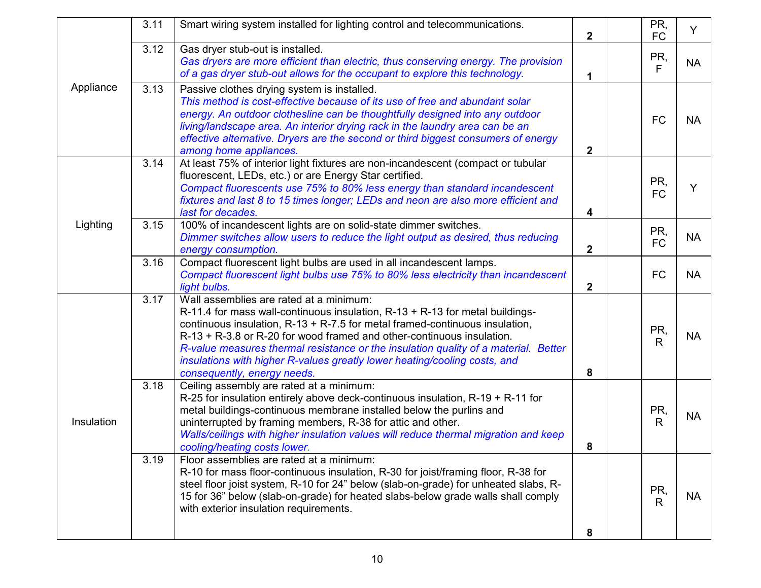| | | | | | | |
|---|---|---|---|---|---|---|
| Appliance | 3.11 | Smart wiring system installed for lighting control and telecommunications. | **2** | | PR, FC | Y |
| | 3.12 | Gas dryer stub-out is installed. *Gas dryers are more efficient than electric, thus conserving energy. The provision of a gas dryer stub-out allows for the occupant to explore this technology.* | **1** | | PR, F | NA |
| | 3.13 | Passive clothes drying system is installed. *This method is cost-effective because of its use of free and abundant solar energy. An outdoor clothesline can be thoughtfully designed into any outdoor living/landscape area. An interior drying rack in the laundry area can be an effective alternative. Dryers are the second or third biggest consumers of energy among home appliances.* | **2** | | FC | NA |
| Lighting | 3.14 | At least 75% of interior light fixtures are non-incandescent (compact or tubular fluorescent, LEDs, etc.) or are Energy Star certified. *Compact fluorescents use 75% to 80% less energy than standard incandescent fixtures and last 8 to 15 times longer; LEDs and neon are also more efficient and last for decades.* | **4** | | PR, FC | Y |
| | 3.15 | 100% of incandescent lights are on solid-state dimmer switches. *Dimmer switches allow users to reduce the light output as desired, thus reducing energy consumption.* | **2** | | PR, FC | NA |
| | 3.16 | Compact fluorescent light bulbs are used in all incandescent lamps. *Compact fluorescent light bulbs use 75% to 80% less electricity than incandescent light bulbs.* | **2** | | FC | NA |
| Insulation | 3.17 | Wall assemblies are rated at a minimum: R-11.4 for mass wall-continuous insulation, R-13 + R-13 for metal buildings-continuous insulation, R-13 + R-7.5 for metal framed-continuous insulation, R-13 + R-3.8 or R-20 for wood framed and other-continuous insulation. *R-value measures thermal resistance or the insulation quality of a material. Better insulations with higher R-values greatly lower heating/cooling costs, and consequently, energy needs.* | **8** | | PR, R | NA |
| | 3.18 | Ceiling assembly are rated at a minimum: R-25 for insulation entirely above deck-continuous insulation, R-19 + R-11 for metal buildings-continuous membrane installed below the purlins and uninterrupted by framing members, R-38 for attic and other. *Walls/ceilings with higher insulation values will reduce thermal migration and keep cooling/heating costs lower.* | **8** | | PR, R | NA |
| | 3.19 | Floor assemblies are rated at a minimum: R-10 for mass floor-continuous insulation, R-30 for joist/framing floor, R-38 for steel floor joist system, R-10 for 24” below (slab-on-grade) for unheated slabs, R-15 for 36” below (slab-on-grade) for heated slabs-below grade walls shall comply with exterior insulation requirements. | **8** | | PR, R | NA |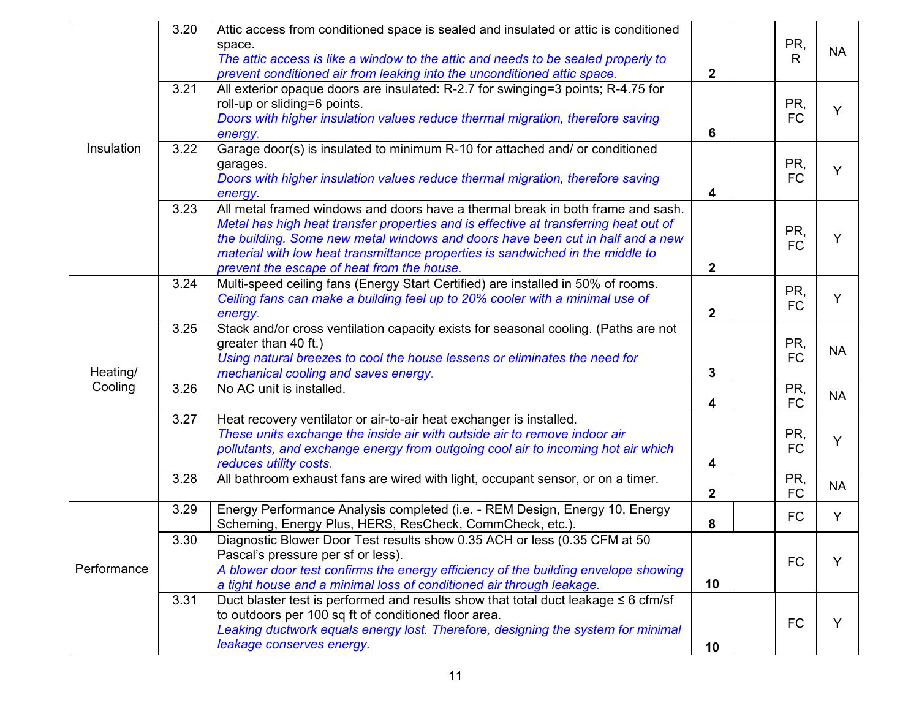| | | | | | | |
|---|---|---|---|---|---|---|
| Insulation | 3.20 | Attic access from conditioned space is sealed and insulated or attic is conditioned space. *The attic access is like a window to the attic and needs to be sealed properly to prevent conditioned air from leaking into the unconditioned attic space.* | **2** | | PR, R | NA |
| | 3.21 | All exterior opaque doors are insulated: R-2.7 for swinging=3 points; R-4.75 for roll-up or sliding=6 points. *Doors with higher insulation values reduce thermal migration, therefore saving energy.* | **6** | | PR, FC | Y |
| | 3.22 | Garage door(s) is insulated to minimum R-10 for attached and/ or conditioned garages. *Doors with higher insulation values reduce thermal migration, therefore saving energy.* | **4** | | PR, FC | Y |
| | 3.23 | All metal framed windows and doors have a thermal break in both frame and sash. *Metal has high heat transfer properties and is effective at transferring heat out of the building. Some new metal windows and doors have been cut in half and a new material with low heat transmittance properties is sandwiched in the middle to prevent the escape of heat from the house.* | **2** | | PR, FC | Y |
| Heating/ Cooling | 3.24 | Multi-speed ceiling fans (Energy Start Certified) are installed in 50% of rooms. *Ceiling fans can make a building feel up to 20% cooler with a minimal use of energy.* | **2** | | PR, FC | Y |
| | 3.25 | Stack and/or cross ventilation capacity exists for seasonal cooling. (Paths are not greater than 40 ft.) *Using natural breezes to cool the house lessens or eliminates the need for mechanical cooling and saves energy.* | **3** | | PR, FC | NA |
| | 3.26 | No AC unit is installed. | **4** | | PR, FC | NA |
| | 3.27 | Heat recovery ventilator or air-to-air heat exchanger is installed. *These units exchange the inside air with outside air to remove indoor air pollutants, and exchange energy from outgoing cool air to incoming hot air which reduces utility costs.* | **4** | | PR, FC | Y |
| | 3.28 | All bathroom exhaust fans are wired with light, occupant sensor, or on a timer. | **2** | | PR, FC | NA |
| Performance | 3.29 | Energy Performance Analysis completed (i.e. - REM Design, Energy 10, Energy Scheming, Energy Plus, HERS, ResCheck, CommCheck, etc.). | **8** | | FC | Y |
| | 3.30 | Diagnostic Blower Door Test results show 0.35 ACH or less (0.35 CFM at 50 Pascal's pressure per sf or less). *A blower door test confirms the energy efficiency of the building envelope showing a tight house and a minimal loss of conditioned air through leakage.* | **10** | | FC | Y |
| | 3.31 | Duct blaster test is performed and results show that total duct leakage ≤ 6 cfm/sf to outdoors per 100 sq ft of conditioned floor area. *Leaking ductwork equals energy lost. Therefore, designing the system for minimal leakage conserves energy.* | **10** | | FC | Y |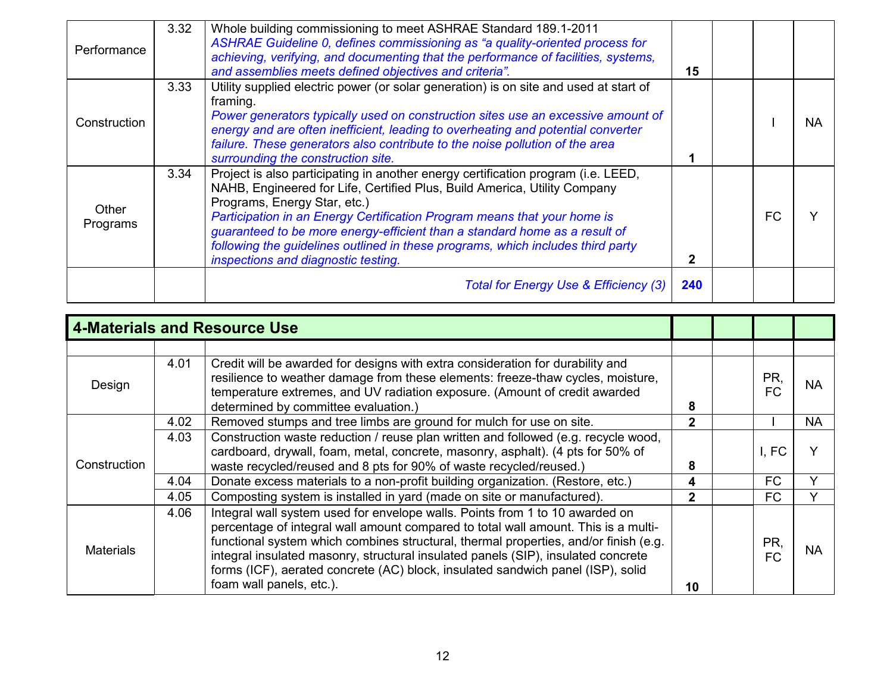| | | | | | | |
|---|---|---|---|---|---|---|
| Performance | 3.32 | Whole building commissioning to meet ASHRAE Standard 189.1-2011 *ASHRAE Guideline 0, defines commissioning as "a quality-oriented process for achieving, verifying, and documenting that the performance of facilities, systems, and assemblies meets defined objectives and criteria".* | **15** | | | |
| Construction | 3.33 | Utility supplied electric power (or solar generation) is on site and used at start of framing. *Power generators typically used on construction sites use an excessive amount of energy and are often inefficient, leading to overheating and potential converter failure. These generators also contribute to the noise pollution of the area surrounding the construction site.* | **1** | | I | NA |
| Other Programs | 3.34 | Project is also participating in another energy certification program (i.e. LEED, NAHB, Engineered for Life, Certified Plus, Build America, Utility Company Programs, Energy Star, etc.) *Participation in an Energy Certification Program means that your home is guaranteed to be more energy-efficient than a standard home as a result of following the guidelines outlined in these programs, which includes third party inspections and diagnostic testing.* | **2** | | FC | Y |
| | | *Total for Energy Use & Efficiency (3)* | **240** | | | |

| **4-Materials and Resource Use** | | | | | | |
|---|---|---|---|---|---|---|
| | | | | | | |
| Design | 4.01 | Credit will be awarded for designs with extra consideration for durability and resilience to weather damage from these elements: freeze-thaw cycles, moisture, temperature extremes, and UV radiation exposure. (Amount of credit awarded determined by committee evaluation.) | **8** | | PR, FC | NA |
| Construction | 4.02 | Removed stumps and tree limbs are ground for mulch for use on site. | **2** | | I | NA |
| | 4.03 | Construction waste reduction / reuse plan written and followed (e.g. recycle wood, cardboard, drywall, foam, metal, concrete, masonry, asphalt). (4 pts for 50% of waste recycled/reused and 8 pts for 90% of waste recycled/reused.) | **8** | | I, FC | Y |
| | 4.04 | Donate excess materials to a non-profit building organization. (Restore, etc.) | **4** | | FC | Y |
| | 4.05 | Composting system is installed in yard (made on site or manufactured). | **2** | | FC | Y |
| Materials | 4.06 | Integral wall system used for envelope walls. Points from 1 to 10 awarded on percentage of integral wall amount compared to total wall amount. This is a multi-functional system which combines structural, thermal properties, and/or finish (e.g. integral insulated masonry, structural insulated panels (SIP), insulated concrete forms (ICF), aerated concrete (AC) block, insulated sandwich panel (ISP), solid foam wall panels, etc.). | **10** | | PR, FC | NA |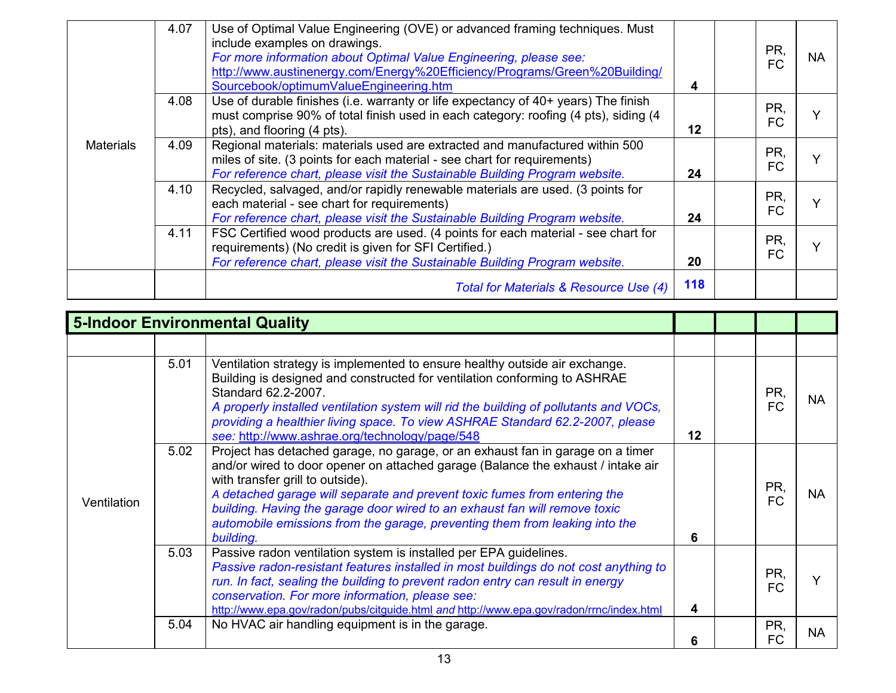| | | | | | | |
|---|---|---|---|---|---|---|
| Materials | 4.07 | Use of Optimal Value Engineering (OVE) or advanced framing techniques. Must include examples on drawings. *For more information about Optimal Value Engineering, please see:* http://www.austinenergy.com/Energy%20Efficiency/Programs/Green%20Building/Sourcebook/optimumValueEngineering.htm | 4 | | PR, FC | NA |
| | 4.08 | Use of durable finishes (i.e. warranty or life expectancy of 40+ years) The finish must comprise 90% of total finish used in each category: roofing (4 pts), siding (4 pts), and flooring (4 pts). | 12 | | PR, FC | Y |
| | 4.09 | Regional materials: materials used are extracted and manufactured within 500 miles of site. (3 points for each material - see chart for requirements) *For reference chart, please visit the Sustainable Building Program website.* | 24 | | PR, FC | Y |
| | 4.10 | Recycled, salvaged, and/or rapidly renewable materials are used. (3 points for each material - see chart for requirements) *For reference chart, please visit the Sustainable Building Program website.* | 24 | | PR, FC | Y |
| | 4.11 | FSC Certified wood products are used. (4 points for each material - see chart for requirements) (No credit is given for SFI Certified.) *For reference chart, please visit the Sustainable Building Program website.* | 20 | | PR, FC | Y |
| | | *Total for Materials & Resource Use (4)* | **118** | | | |

| **5-Indoor Environmental Quality** | | | | | | |
|---|---|---|---|---|---|---|
| | | | | | | |
| Ventilation | 5.01 | Ventilation strategy is implemented to ensure healthy outside air exchange. Building is designed and constructed for ventilation conforming to ASHRAE Standard 62.2-2007. *A properly installed ventilation system will rid the building of pollutants and VOCs, providing a healthier living space. To view ASHRAE Standard 62.2-2007, please see:* http://www.ashrae.org/technology/page/548 | 12 | | PR, FC | NA |
| | 5.02 | Project has detached garage, no garage, or an exhaust fan in garage on a timer and/or wired to door opener on attached garage (Balance the exhaust / intake air with transfer grill to outside). *A detached garage will separate and prevent toxic fumes from entering the building. Having the garage door wired to an exhaust fan will remove toxic automobile emissions from the garage, preventing them from leaking into the building.* | 6 | | PR, FC | NA |
| | 5.03 | Passive radon ventilation system is installed per EPA guidelines. *Passive radon-resistant features installed in most buildings do not cost anything to run. In fact, sealing the building to prevent radon entry can result in energy conservation. For more information, please see:* http://www.epa.gov/radon/pubs/citguide.html *and* http://www.epa.gov/radon/rrnc/index.html | 4 | | PR, FC | Y |
| | 5.04 | No HVAC air handling equipment is in the garage. | 6 | | PR, FC | NA |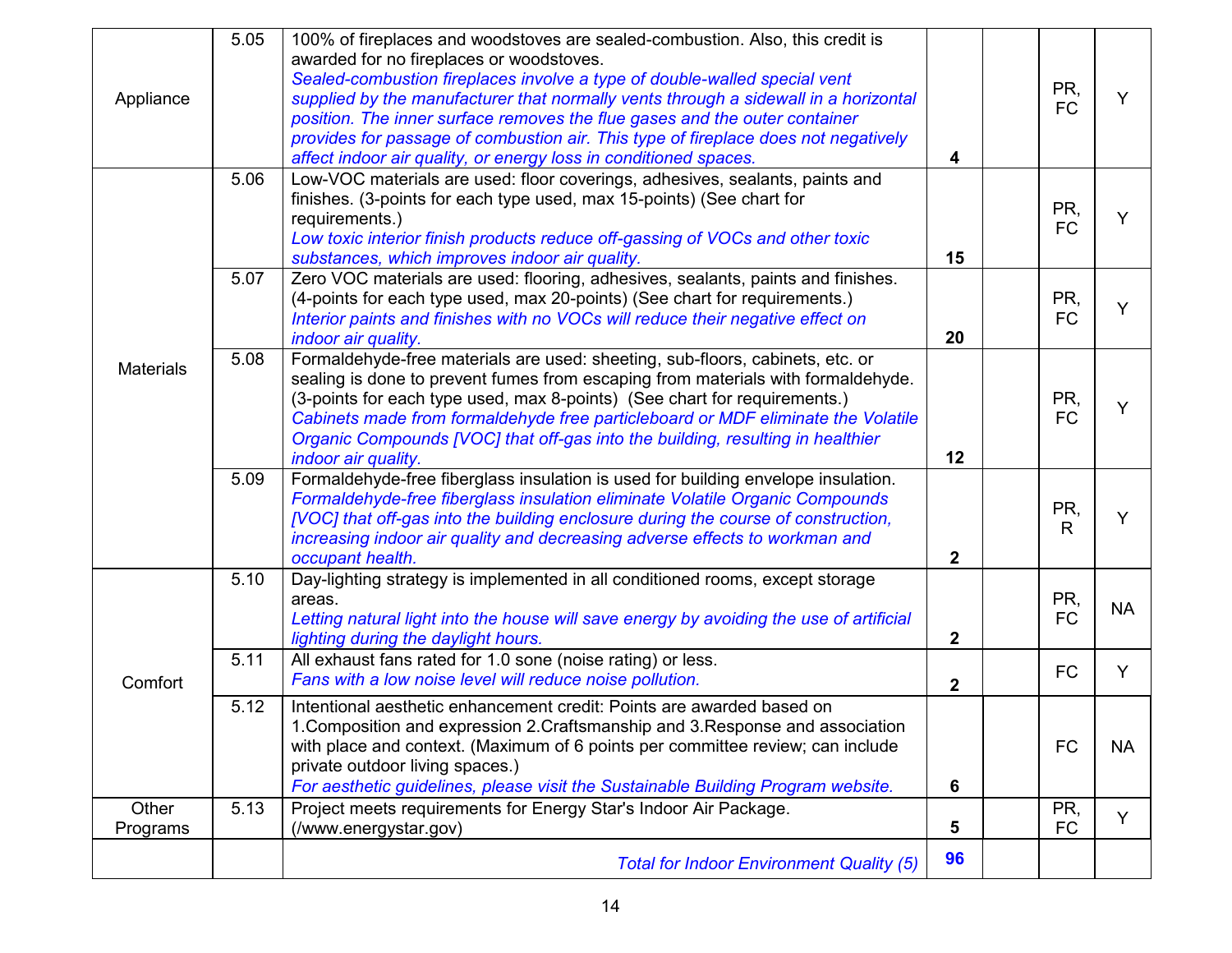| | | | | | | |
|---|---|---|---|---|---|---|
| Appliance | 5.05 | 100% of fireplaces and woodstoves are sealed-combustion. Also, this credit is awarded for no fireplaces or woodstoves. *Sealed-combustion fireplaces involve a type of double-walled special vent supplied by the manufacturer that normally vents through a sidewall in a horizontal position. The inner surface removes the flue gases and the outer container provides for passage of combustion air. This type of fireplace does not negatively affect indoor air quality, or energy loss in conditioned spaces.* | **4** | | PR, FC | Y |
| Materials | 5.06 | Low-VOC materials are used: floor coverings, adhesives, sealants, paints and finishes. (3-points for each type used, max 15-points) (See chart for requirements.) *Low toxic interior finish products reduce off-gassing of VOCs and other toxic substances, which improves indoor air quality.* | **15** | | PR, FC | Y |
| | 5.07 | Zero VOC materials are used: flooring, adhesives, sealants, paints and finishes. (4-points for each type used, max 20-points) (See chart for requirements.) *Interior paints and finishes with no VOCs will reduce their negative effect on indoor air quality.* | **20** | | PR, FC | Y |
| | 5.08 | Formaldehyde-free materials are used: sheeting, sub-floors, cabinets, etc. or sealing is done to prevent fumes from escaping from materials with formaldehyde. (3-points for each type used, max 8-points) (See chart for requirements.) *Cabinets made from formaldehyde free particleboard or MDF eliminate the Volatile Organic Compounds [VOC] that off-gas into the building, resulting in healthier indoor air quality.* | **12** | | PR, FC | Y |
| | 5.09 | Formaldehyde-free fiberglass insulation is used for building envelope insulation. *Formaldehyde-free fiberglass insulation eliminate Volatile Organic Compounds [VOC] that off-gas into the building enclosure during the course of construction, increasing indoor air quality and decreasing adverse effects to workman and occupant health.* | **2** | | PR, R | Y |
| Comfort | 5.10 | Day-lighting strategy is implemented in all conditioned rooms, except storage areas. *Letting natural light into the house will save energy by avoiding the use of artificial lighting during the daylight hours.* | **2** | | PR, FC | NA |
| | 5.11 | All exhaust fans rated for 1.0 sone (noise rating) or less. *Fans with a low noise level will reduce noise pollution.* | **2** | | FC | Y |
| | 5.12 | Intentional aesthetic enhancement credit: Points are awarded based on 1.Composition and expression 2.Craftsmanship and 3.Response and association with place and context. (Maximum of 6 points per committee review; can include private outdoor living spaces.) *For aesthetic guidelines, please visit the Sustainable Building Program website.* | **6** | | FC | NA |
| Other Programs | 5.13 | Project meets requirements for Energy Star's Indoor Air Package. (/www.energystar.gov) | **5** | | PR, FC | Y |
| | | *Total for Indoor Environment Quality (5)* | **96** | | | |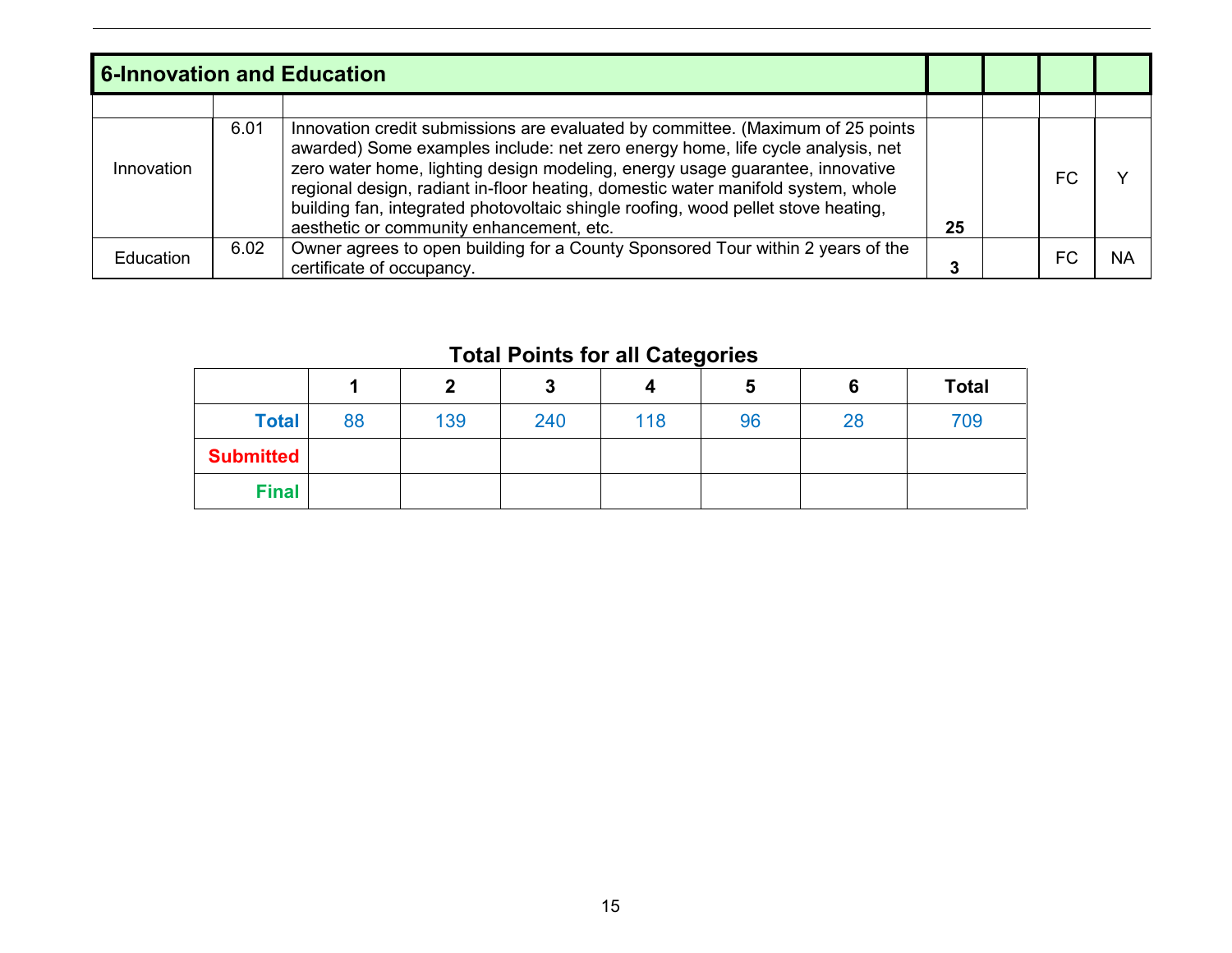| 6-Innovation and Education | | | | | | |
|---|---|---|---|---|---|---|
| | | | | | | |
| Innovation | 6.01 | Innovation credit submissions are evaluated by committee. (Maximum of 25 points awarded) Some examples include: net zero energy home, life cycle analysis, net zero water home, lighting design modeling, energy usage guarantee, innovative regional design, radiant in-floor heating, domestic water manifold system, whole building fan, integrated photovoltaic shingle roofing, wood pellet stove heating, aesthetic or community enhancement, etc. | **25** | | FC | Y |
| Education | 6.02 | Owner agrees to open building for a County Sponsored Tour within 2 years of the certificate of occupancy. | **3** | | FC | NA |

## Total Points for all Categories

| | 1 | 2 | 3 | 4 | 5 | 6 | Total |
|---|---|---|---|---|---|---|---|
| **Total** | 88 | 139 | 240 | 118 | 96 | 28 | 709 |
| **Submitted** | | | | | | | |
| **Final** | | | | | | | |